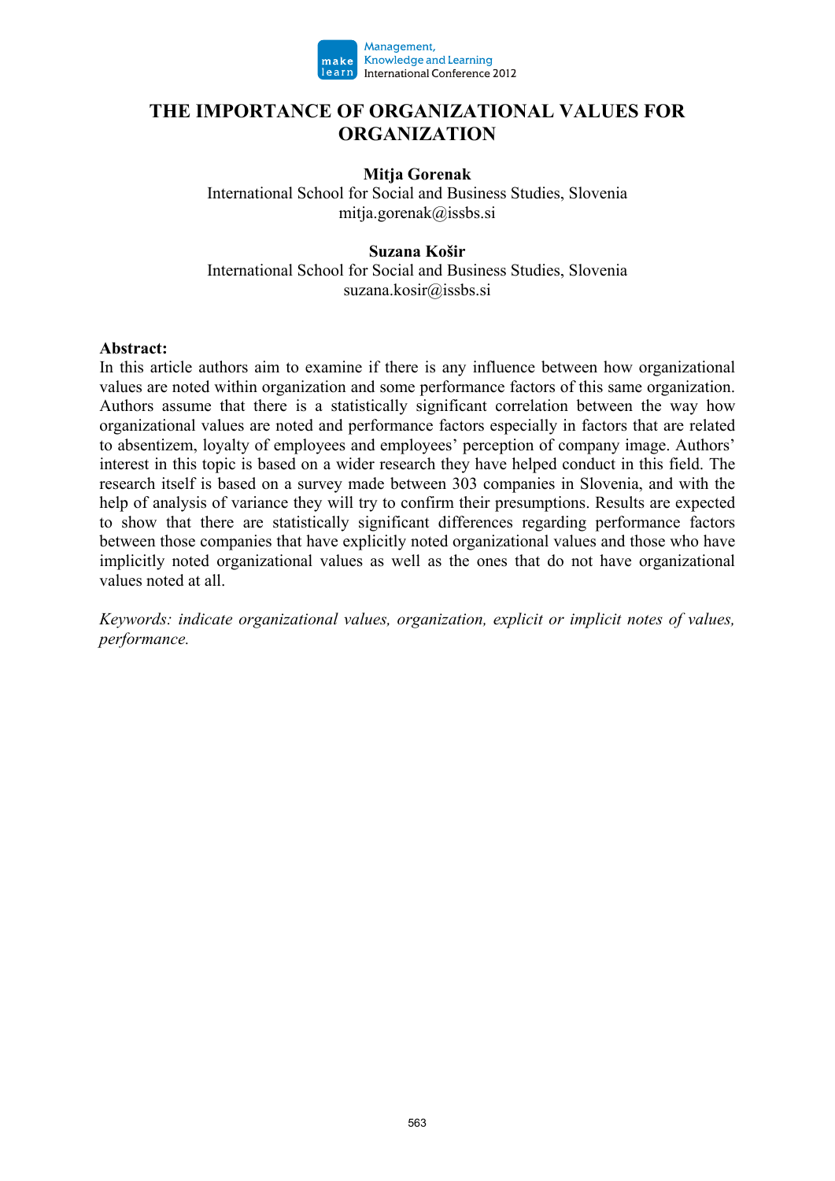# THE IMPORTANCE OF ORGANIZATIONAL VALUES FOR ORGANIZATION

**Mitja Gorenak**
International School for Social and Business Studies, Slovenia
mitja.gorenak@issbs.si

**Suzana Košir**
International School for Social and Business Studies, Slovenia
suzana.kosir@issbs.si

**Abstract:**
In this article authors aim to examine if there is any influence between how organizational values are noted within organization and some performance factors of this same organization. Authors assume that there is a statistically significant correlation between the way how organizational values are noted and performance factors especially in factors that are related to absentizem, loyalty of employees and employees' perception of company image. Authors' interest in this topic is based on a wider research they have helped conduct in this field. The research itself is based on a survey made between 303 companies in Slovenia, and with the help of analysis of variance they will try to confirm their presumptions. Results are expected to show that there are statistically significant differences regarding performance factors between those companies that have explicitly noted organizational values and those who have implicitly noted organizational values as well as the ones that do not have organizational values noted at all.

*Keywords: indicate organizational values, organization, explicit or implicit notes of values, performance.*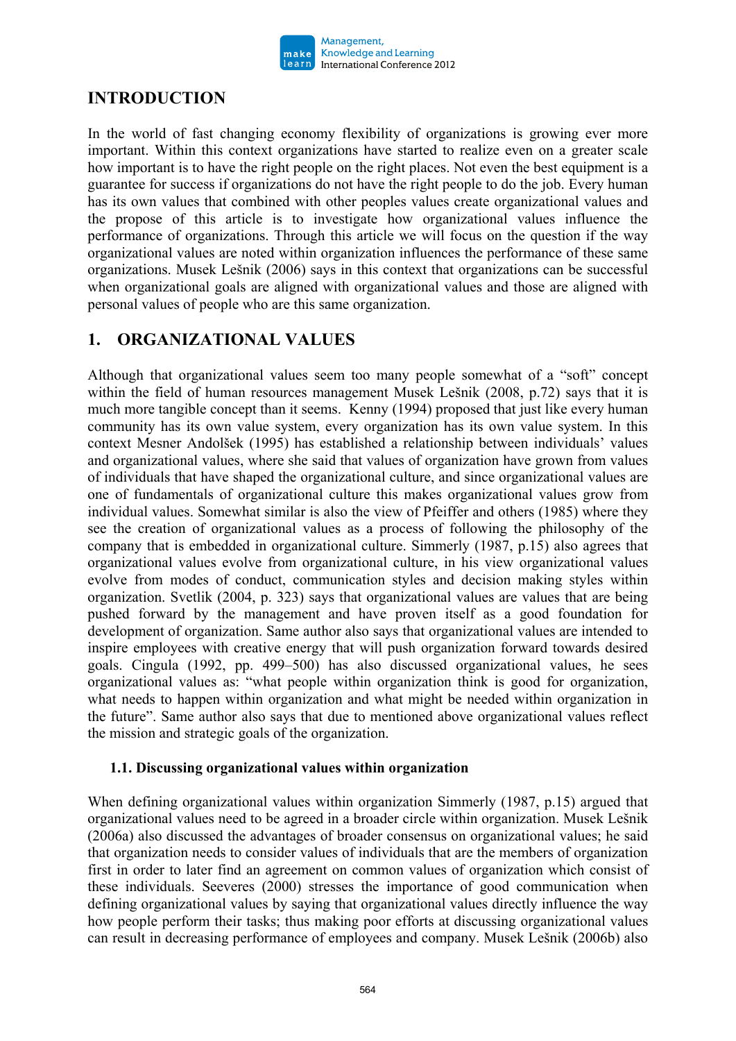# INTRODUCTION

In the world of fast changing economy flexibility of organizations is growing ever more important. Within this context organizations have started to realize even on a greater scale how important is to have the right people on the right places. Not even the best equipment is a guarantee for success if organizations do not have the right people to do the job. Every human has its own values that combined with other peoples values create organizational values and the propose of this article is to investigate how organizational values influence the performance of organizations. Through this article we will focus on the question if the way organizational values are noted within organization influences the performance of these same organizations. Musek Lešnik (2006) says in this context that organizations can be successful when organizational goals are aligned with organizational values and those are aligned with personal values of people who are this same organization.

# 1. ORGANIZATIONAL VALUES

Although that organizational values seem too many people somewhat of a "soft" concept within the field of human resources management Musek Lešnik (2008, p.72) says that it is much more tangible concept than it seems. Kenny (1994) proposed that just like every human community has its own value system, every organization has its own value system. In this context Mesner Andolšek (1995) has established a relationship between individuals' values and organizational values, where she said that values of organization have grown from values of individuals that have shaped the organizational culture, and since organizational values are one of fundamentals of organizational culture this makes organizational values grow from individual values. Somewhat similar is also the view of Pfeiffer and others (1985) where they see the creation of organizational values as a process of following the philosophy of the company that is embedded in organizational culture. Simmerly (1987, p.15) also agrees that organizational values evolve from organizational culture, in his view organizational values evolve from modes of conduct, communication styles and decision making styles within organization. Svetlik (2004, p. 323) says that organizational values are values that are being pushed forward by the management and have proven itself as a good foundation for development of organization. Same author also says that organizational values are intended to inspire employees with creative energy that will push organization forward towards desired goals. Cingula (1992, pp. 499–500) has also discussed organizational values, he sees organizational values as: "what people within organization think is good for organization, what needs to happen within organization and what might be needed within organization in the future". Same author also says that due to mentioned above organizational values reflect the mission and strategic goals of the organization.

## 1.1. Discussing organizational values within organization

When defining organizational values within organization Simmerly (1987, p.15) argued that organizational values need to be agreed in a broader circle within organization. Musek Lešnik (2006a) also discussed the advantages of broader consensus on organizational values; he said that organization needs to consider values of individuals that are the members of organization first in order to later find an agreement on common values of organization which consist of these individuals. Seeveres (2000) stresses the importance of good communication when defining organizational values by saying that organizational values directly influence the way how people perform their tasks; thus making poor efforts at discussing organizational values can result in decreasing performance of employees and company. Musek Lešnik (2006b) also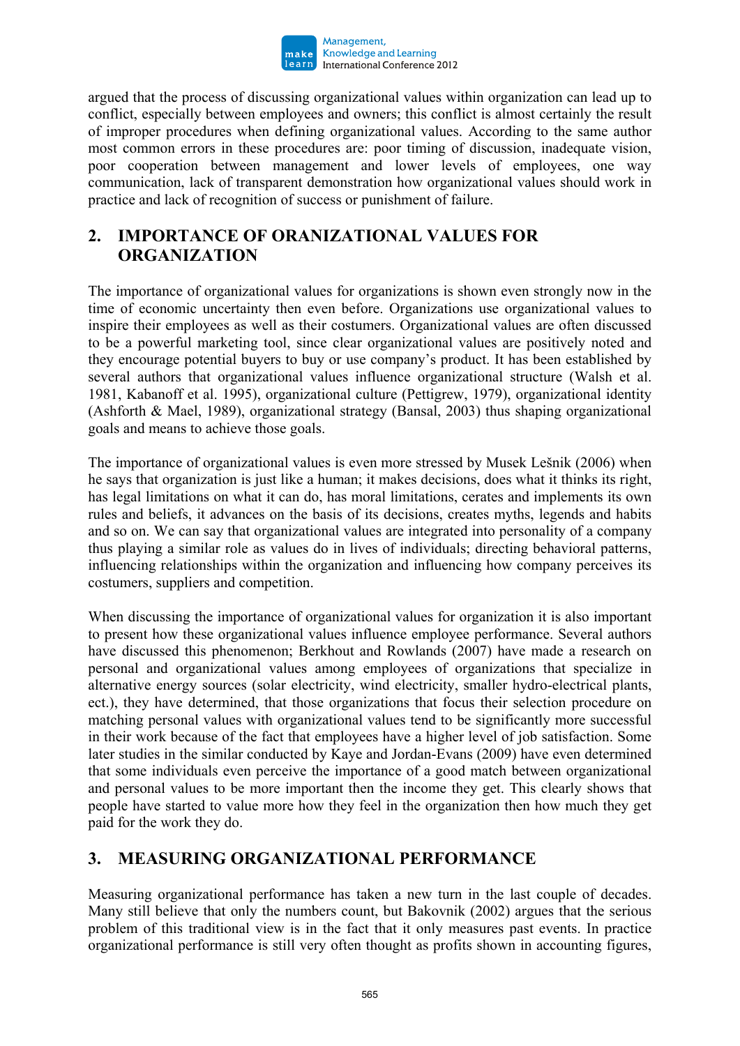argued that the process of discussing organizational values within organization can lead up to conflict, especially between employees and owners; this conflict is almost certainly the result of improper procedures when defining organizational values. According to the same author most common errors in these procedures are: poor timing of discussion, inadequate vision, poor cooperation between management and lower levels of employees, one way communication, lack of transparent demonstration how organizational values should work in practice and lack of recognition of success or punishment of failure.

## 2. IMPORTANCE OF ORANIZATIONAL VALUES FOR ORGANIZATION

The importance of organizational values for organizations is shown even strongly now in the time of economic uncertainty then even before. Organizations use organizational values to inspire their employees as well as their costumers. Organizational values are often discussed to be a powerful marketing tool, since clear organizational values are positively noted and they encourage potential buyers to buy or use company's product. It has been established by several authors that organizational values influence organizational structure (Walsh et al. 1981, Kabanoff et al. 1995), organizational culture (Pettigrew, 1979), organizational identity (Ashforth & Mael, 1989), organizational strategy (Bansal, 2003) thus shaping organizational goals and means to achieve those goals.

The importance of organizational values is even more stressed by Musek Lešnik (2006) when he says that organization is just like a human; it makes decisions, does what it thinks its right, has legal limitations on what it can do, has moral limitations, cerates and implements its own rules and beliefs, it advances on the basis of its decisions, creates myths, legends and habits and so on. We can say that organizational values are integrated into personality of a company thus playing a similar role as values do in lives of individuals; directing behavioral patterns, influencing relationships within the organization and influencing how company perceives its costumers, suppliers and competition.

When discussing the importance of organizational values for organization it is also important to present how these organizational values influence employee performance. Several authors have discussed this phenomenon; Berkhout and Rowlands (2007) have made a research on personal and organizational values among employees of organizations that specialize in alternative energy sources (solar electricity, wind electricity, smaller hydro-electrical plants, ect.), they have determined, that those organizations that focus their selection procedure on matching personal values with organizational values tend to be significantly more successful in their work because of the fact that employees have a higher level of job satisfaction. Some later studies in the similar conducted by Kaye and Jordan-Evans (2009) have even determined that some individuals even perceive the importance of a good match between organizational and personal values to be more important then the income they get. This clearly shows that people have started to value more how they feel in the organization then how much they get paid for the work they do.

## 3. MEASURING ORGANIZATIONAL PERFORMANCE

Measuring organizational performance has taken a new turn in the last couple of decades. Many still believe that only the numbers count, but Bakovnik (2002) argues that the serious problem of this traditional view is in the fact that it only measures past events. In practice organizational performance is still very often thought as profits shown in accounting figures,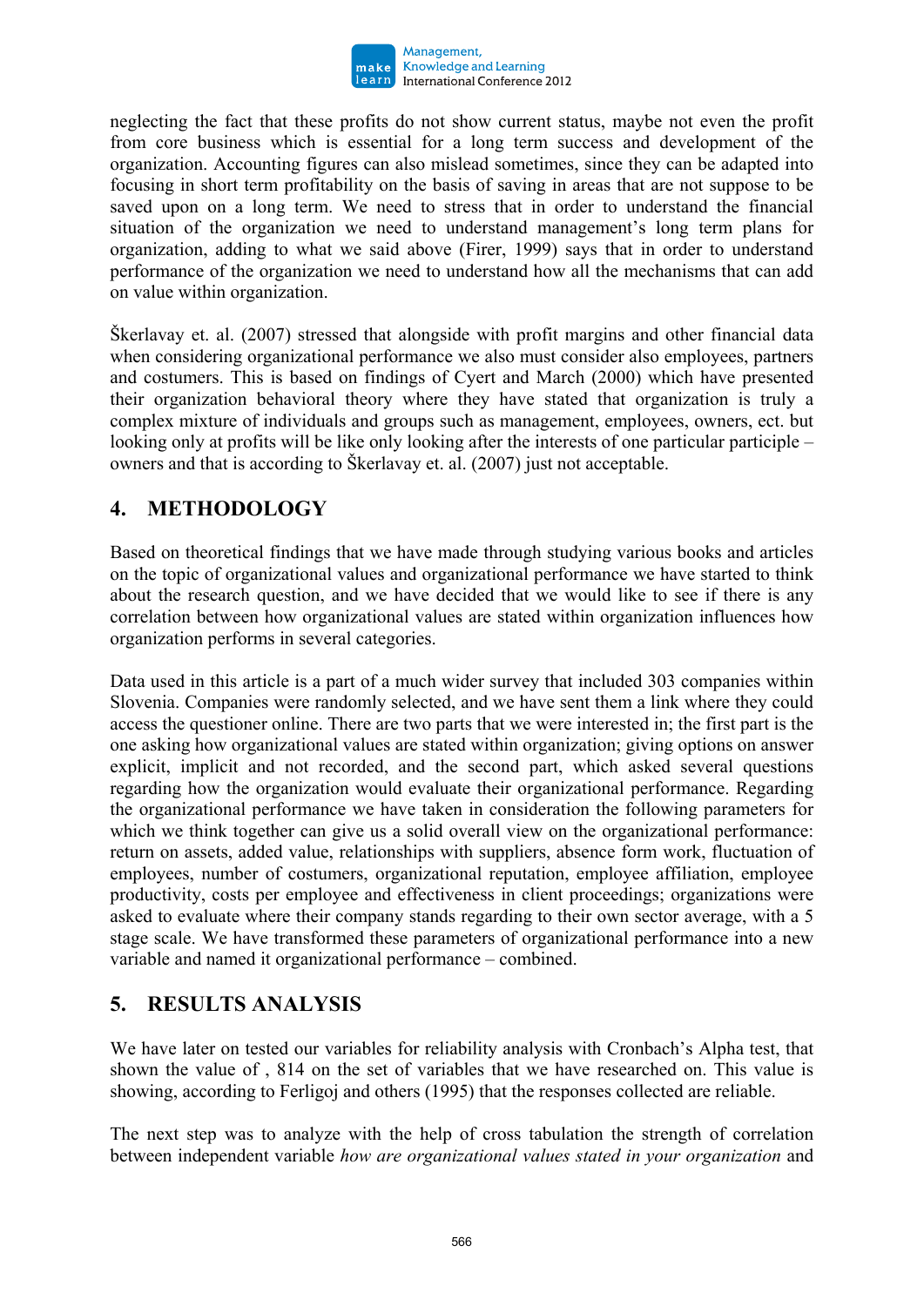neglecting the fact that these profits do not show current status, maybe not even the profit from core business which is essential for a long term success and development of the organization. Accounting figures can also mislead sometimes, since they can be adapted into focusing in short term profitability on the basis of saving in areas that are not suppose to be saved upon on a long term. We need to stress that in order to understand the financial situation of the organization we need to understand management's long term plans for organization, adding to what we said above (Firer, 1999) says that in order to understand performance of the organization we need to understand how all the mechanisms that can add on value within organization.

Škerlavay et. al. (2007) stressed that alongside with profit margins and other financial data when considering organizational performance we also must consider also employees, partners and costumers. This is based on findings of Cyert and March (2000) which have presented their organization behavioral theory where they have stated that organization is truly a complex mixture of individuals and groups such as management, employees, owners, ect. but looking only at profits will be like only looking after the interests of one particular participle – owners and that is according to Škerlavay et. al. (2007) just not acceptable.

## 4. METHODOLOGY

Based on theoretical findings that we have made through studying various books and articles on the topic of organizational values and organizational performance we have started to think about the research question, and we have decided that we would like to see if there is any correlation between how organizational values are stated within organization influences how organization performs in several categories.

Data used in this article is a part of a much wider survey that included 303 companies within Slovenia. Companies were randomly selected, and we have sent them a link where they could access the questioner online. There are two parts that we were interested in; the first part is the one asking how organizational values are stated within organization; giving options on answer explicit, implicit and not recorded, and the second part, which asked several questions regarding how the organization would evaluate their organizational performance. Regarding the organizational performance we have taken in consideration the following parameters for which we think together can give us a solid overall view on the organizational performance: return on assets, added value, relationships with suppliers, absence form work, fluctuation of employees, number of costumers, organizational reputation, employee affiliation, employee productivity, costs per employee and effectiveness in client proceedings; organizations were asked to evaluate where their company stands regarding to their own sector average, with a 5 stage scale. We have transformed these parameters of organizational performance into a new variable and named it organizational performance – combined.

## 5. RESULTS ANALYSIS

We have later on tested our variables for reliability analysis with Cronbach's Alpha test, that shown the value of , 814 on the set of variables that we have researched on. This value is showing, according to Ferligoj and others (1995) that the responses collected are reliable.

The next step was to analyze with the help of cross tabulation the strength of correlation between independent variable *how are organizational values stated in your organization* and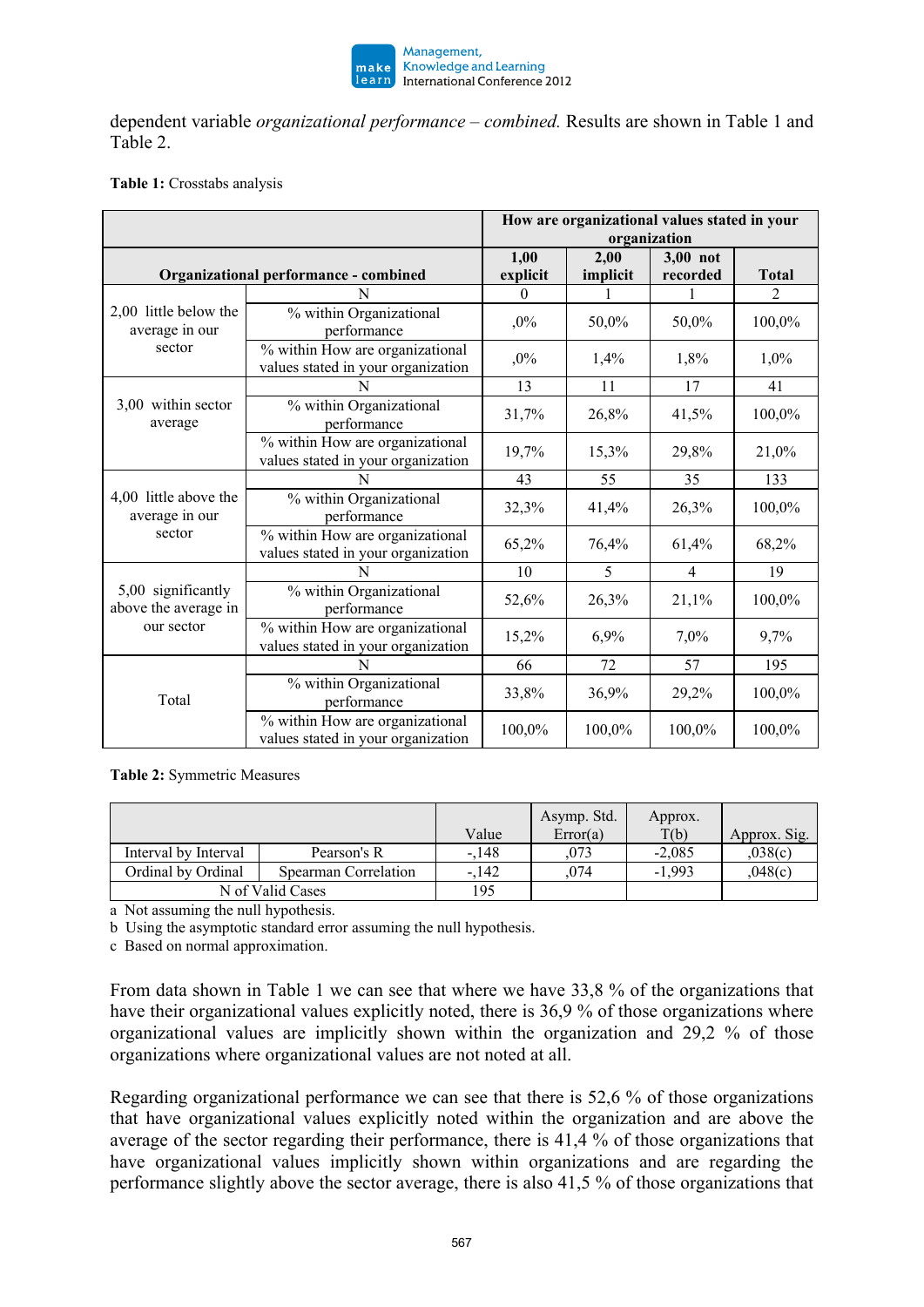dependent variable *organizational performance – combined.* Results are shown in Table 1 and Table 2.

**Table 1:** Crosstabs analysis

| Organizational performance - combined | | How are organizational values stated in your organization | | | |
|---|---|---|---|---|---|
| | | **1,00 explicit** | **2,00 implicit** | **3,00 not recorded** | **Total** |
| 2,00 little below the average in our sector | N | 0 | 1 | 1 | 2 |
| | % within Organizational performance | ,0% | 50,0% | 50,0% | 100,0% |
| | % within How are organizational values stated in your organization | ,0% | 1,4% | 1,8% | 1,0% |
| 3,00 within sector average | N | 13 | 11 | 17 | 41 |
| | % within Organizational performance | 31,7% | 26,8% | 41,5% | 100,0% |
| | % within How are organizational values stated in your organization | 19,7% | 15,3% | 29,8% | 21,0% |
| 4,00 little above the average in our sector | N | 43 | 55 | 35 | 133 |
| | % within Organizational performance | 32,3% | 41,4% | 26,3% | 100,0% |
| | % within How are organizational values stated in your organization | 65,2% | 76,4% | 61,4% | 68,2% |
| 5,00 significantly above the average in our sector | N | 10 | 5 | 4 | 19 |
| | % within Organizational performance | 52,6% | 26,3% | 21,1% | 100,0% |
| | % within How are organizational values stated in your organization | 15,2% | 6,9% | 7,0% | 9,7% |
| Total | N | 66 | 72 | 57 | 195 |
| | % within Organizational performance | 33,8% | 36,9% | 29,2% | 100,0% |
| | % within How are organizational values stated in your organization | 100,0% | 100,0% | 100,0% | 100,0% |

**Table 2:** Symmetric Measures

| | | Value | Asymp. Std. Error(a) | Approx. T(b) | Approx. Sig. |
|---|---|---|---|---|---|
| Interval by Interval | Pearson's R | -,148 | ,073 | -2,085 | ,038(c) |
| Ordinal by Ordinal | Spearman Correlation | -,142 | ,074 | -1,993 | ,048(c) |
| N of Valid Cases | | 195 | | | |

a Not assuming the null hypothesis.
b Using the asymptotic standard error assuming the null hypothesis.
c Based on normal approximation.

From data shown in Table 1 we can see that where we have 33,8 % of the organizations that have their organizational values explicitly noted, there is 36,9 % of those organizations where organizational values are implicitly shown within the organization and 29,2 % of those organizations where organizational values are not noted at all.

Regarding organizational performance we can see that there is 52,6 % of those organizations that have organizational values explicitly noted within the organization and are above the average of the sector regarding their performance, there is 41,4 % of those organizations that have organizational values implicitly shown within organizations and are regarding the performance slightly above the sector average, there is also 41,5 % of those organizations that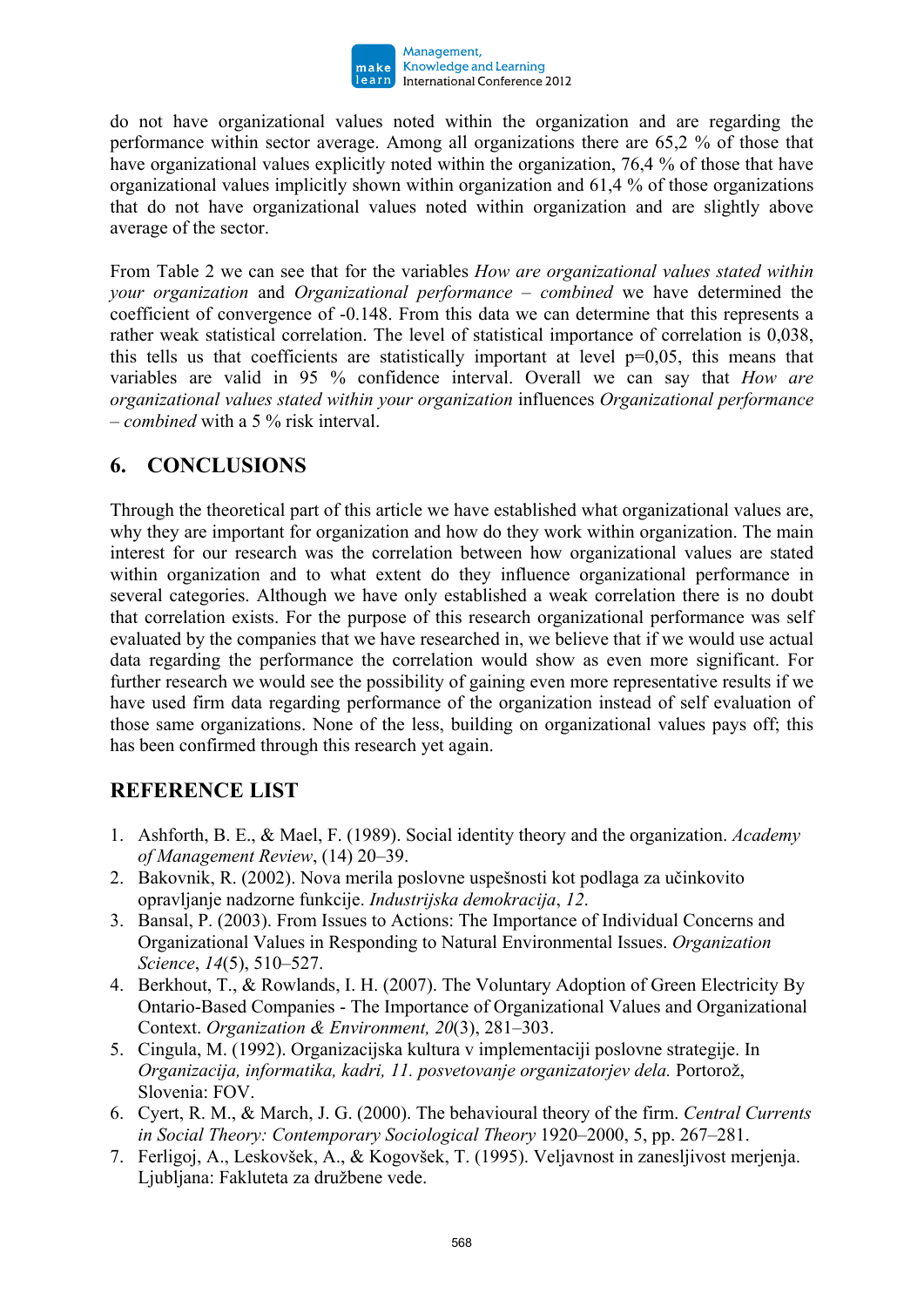do not have organizational values noted within the organization and are regarding the performance within sector average. Among all organizations there are 65,2 % of those that have organizational values explicitly noted within the organization, 76,4 % of those that have organizational values implicitly shown within organization and 61,4 % of those organizations that do not have organizational values noted within organization and are slightly above average of the sector.

From Table 2 we can see that for the variables *How are organizational values stated within your organization* and *Organizational performance – combined* we have determined the coefficient of convergence of -0.148. From this data we can determine that this represents a rather weak statistical correlation. The level of statistical importance of correlation is 0,038, this tells us that coefficients are statistically important at level p=0,05, this means that variables are valid in 95 % confidence interval. Overall we can say that *How are organizational values stated within your organization* influences *Organizational performance – combined* with a 5 % risk interval.

## 6. CONCLUSIONS

Through the theoretical part of this article we have established what organizational values are, why they are important for organization and how do they work within organization. The main interest for our research was the correlation between how organizational values are stated within organization and to what extent do they influence organizational performance in several categories. Although we have only established a weak correlation there is no doubt that correlation exists. For the purpose of this research organizational performance was self evaluated by the companies that we have researched in, we believe that if we would use actual data regarding the performance the correlation would show as even more significant. For further research we would see the possibility of gaining even more representative results if we have used firm data regarding performance of the organization instead of self evaluation of those same organizations. None of the less, building on organizational values pays off; this has been confirmed through this research yet again.

## REFERENCE LIST

1. Ashforth, B. E., & Mael, F. (1989). Social identity theory and the organization. *Academy of Management Review*, (14) 20–39.
2. Bakovnik, R. (2002). Nova merila poslovne uspešnosti kot podlaga za učinkovito opravljanje nadzorne funkcije. *Industrijska demokracija*, *12*.
3. Bansal, P. (2003). From Issues to Actions: The Importance of Individual Concerns and Organizational Values in Responding to Natural Environmental Issues. *Organization Science*, *14*(5), 510–527.
4. Berkhout, T., & Rowlands, I. H. (2007). The Voluntary Adoption of Green Electricity By Ontario-Based Companies - The Importance of Organizational Values and Organizational Context. *Organization & Environment, 20*(3), 281–303.
5. Cingula, M. (1992). Organizacijska kultura v implementaciji poslovne strategije. In *Organizacija, informatika, kadri, 11. posvetovanje organizatorjev dela.* Portorož, Slovenia: FOV.
6. Cyert, R. M., & March, J. G. (2000). The behavioural theory of the firm. *Central Currents in Social Theory: Contemporary Sociological Theory* 1920–2000, 5, pp. 267–281.
7. Ferligoj, A., Leskovšek, A., & Kogovšek, T. (1995). Veljavnost in zanesljivost merjenja. Ljubljana: Fakluteta za družbene vede.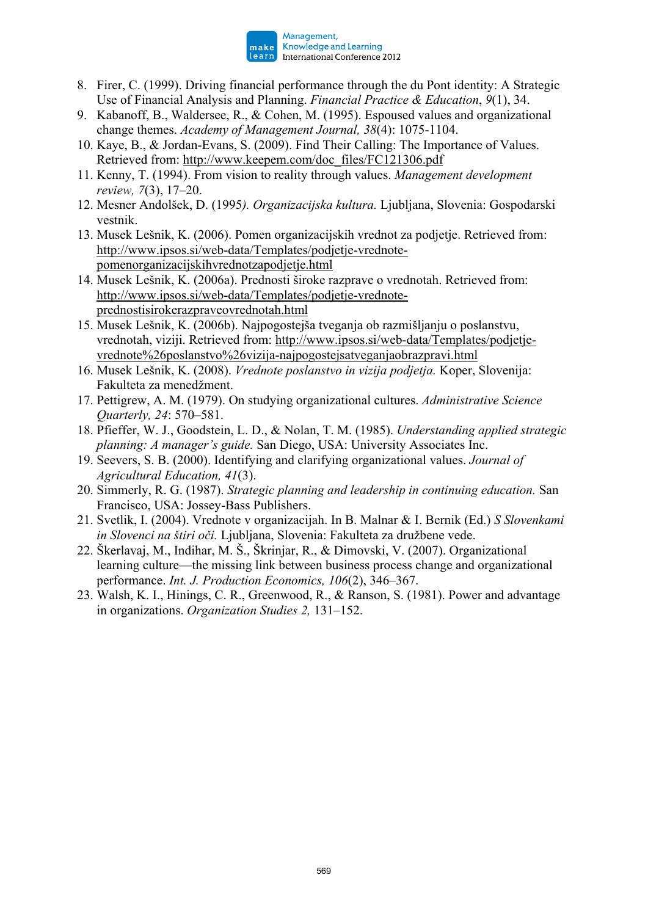8. Firer, C. (1999). Driving financial performance through the du Pont identity: A Strategic Use of Financial Analysis and Planning. *Financial Practice & Education*, *9*(1), 34.
9. Kabanoff, B., Waldersee, R., & Cohen, M. (1995). Espoused values and organizational change themes. *Academy of Management Journal, 38*(4): 1075-1104.
10. Kaye, B., & Jordan-Evans, S. (2009). Find Their Calling: The Importance of Values. Retrieved from: http://www.keepem.com/doc_files/FC121306.pdf
11. Kenny, T. (1994). From vision to reality through values. *Management development review, 7*(3), 17–20.
12. Mesner Andolšek, D. (1995*). Organizacijska kultura.* Ljubljana, Slovenia: Gospodarski vestnik.
13. Musek Lešnik, K. (2006). Pomen organizacijskih vrednot za podjetje. Retrieved from: http://www.ipsos.si/web-data/Templates/podjetje-vrednote-pomenorganizacijskihvrednotzapodjetje.html
14. Musek Lešnik, K. (2006a). Prednosti široke razprave o vrednotah. Retrieved from: http://www.ipsos.si/web-data/Templates/podjetje-vrednote-prednostisirokerazpraveovrednotah.html
15. Musek Lešnik, K. (2006b). Najpogostejša tveganja ob razmišljanju o poslanstvu, vrednotah, viziji. Retrieved from: http://www.ipsos.si/web-data/Templates/podjetje-vrednote%26poslanstvo%26vizija-najpogostejsatveganjaobrazpravi.html
16. Musek Lešnik, K. (2008). *Vrednote poslanstvo in vizija podjetja.* Koper, Slovenija: Fakulteta za menedžment.
17. Pettigrew, A. M. (1979). On studying organizational cultures. *Administrative Science Quarterly, 24*: 570–581.
18. Pfieffer, W. J., Goodstein, L. D., & Nolan, T. M. (1985). *Understanding applied strategic planning: A manager's guide.* San Diego, USA: University Associates Inc.
19. Seevers, S. B. (2000). Identifying and clarifying organizational values. *Journal of Agricultural Education, 41*(3).
20. Simmerly, R. G. (1987). *Strategic planning and leadership in continuing education.* San Francisco, USA: Jossey-Bass Publishers.
21. Svetlik, I. (2004). Vrednote v organizacijah. In B. Malnar & I. Bernik (Ed.) *S Slovenkami in Slovenci na štiri oči.* Ljubljana, Slovenia: Fakulteta za družbene vede.
22. Škerlavaj, M., Indihar, M. Š., Škrinjar, R., & Dimovski, V. (2007). Organizational learning culture—the missing link between business process change and organizational performance. *Int. J. Production Economics, 106*(2), 346–367.
23. Walsh, K. I., Hinings, C. R., Greenwood, R., & Ranson, S. (1981). Power and advantage in organizations. *Organization Studies 2,* 131–152.